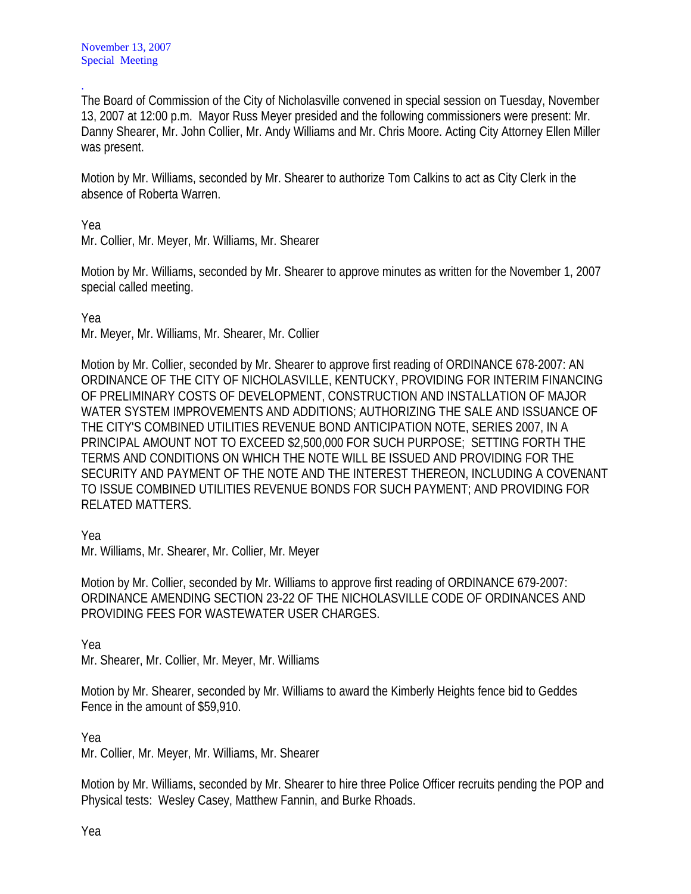November 13, 2007
Special Meeting

.

The Board of Commission of the City of Nicholasville convened in special session on Tuesday, November 13, 2007 at 12:00 p.m. Mayor Russ Meyer presided and the following commissioners were present: Mr. Danny Shearer, Mr. John Collier, Mr. Andy Williams and Mr. Chris Moore. Acting City Attorney Ellen Miller was present.

Motion by Mr. Williams, seconded by Mr. Shearer to authorize Tom Calkins to act as City Clerk in the absence of Roberta Warren.

Yea
Mr. Collier, Mr. Meyer, Mr. Williams, Mr. Shearer

Motion by Mr. Williams, seconded by Mr. Shearer to approve minutes as written for the November 1, 2007 special called meeting.

Yea
Mr. Meyer, Mr. Williams, Mr. Shearer, Mr. Collier

Motion by Mr. Collier, seconded by Mr. Shearer to approve first reading of ORDINANCE 678-2007: AN ORDINANCE OF THE CITY OF NICHOLASVILLE, KENTUCKY, PROVIDING FOR INTERIM FINANCING OF PRELIMINARY COSTS OF DEVELOPMENT, CONSTRUCTION AND INSTALLATION OF MAJOR WATER SYSTEM IMPROVEMENTS AND ADDITIONS; AUTHORIZING THE SALE AND ISSUANCE OF THE CITY'S COMBINED UTILITIES REVENUE BOND ANTICIPATION NOTE, SERIES 2007, IN A PRINCIPAL AMOUNT NOT TO EXCEED $2,500,000 FOR SUCH PURPOSE; SETTING FORTH THE TERMS AND CONDITIONS ON WHICH THE NOTE WILL BE ISSUED AND PROVIDING FOR THE SECURITY AND PAYMENT OF THE NOTE AND THE INTEREST THEREON, INCLUDING A COVENANT TO ISSUE COMBINED UTILITIES REVENUE BONDS FOR SUCH PAYMENT; AND PROVIDING FOR RELATED MATTERS.

Yea
Mr. Williams, Mr. Shearer, Mr. Collier, Mr. Meyer

Motion by Mr. Collier, seconded by Mr. Williams to approve first reading of ORDINANCE 679-2007: ORDINANCE AMENDING SECTION 23-22 OF THE NICHOLASVILLE CODE OF ORDINANCES AND PROVIDING FEES FOR WASTEWATER USER CHARGES.

Yea
Mr. Shearer, Mr. Collier, Mr. Meyer, Mr. Williams

Motion by Mr. Shearer, seconded by Mr. Williams to award the Kimberly Heights fence bid to Geddes Fence in the amount of $59,910.

Yea
Mr. Collier, Mr. Meyer, Mr. Williams, Mr. Shearer

Motion by Mr. Williams, seconded by Mr. Shearer to hire three Police Officer recruits pending the POP and Physical tests: Wesley Casey, Matthew Fannin, and Burke Rhoads.

Yea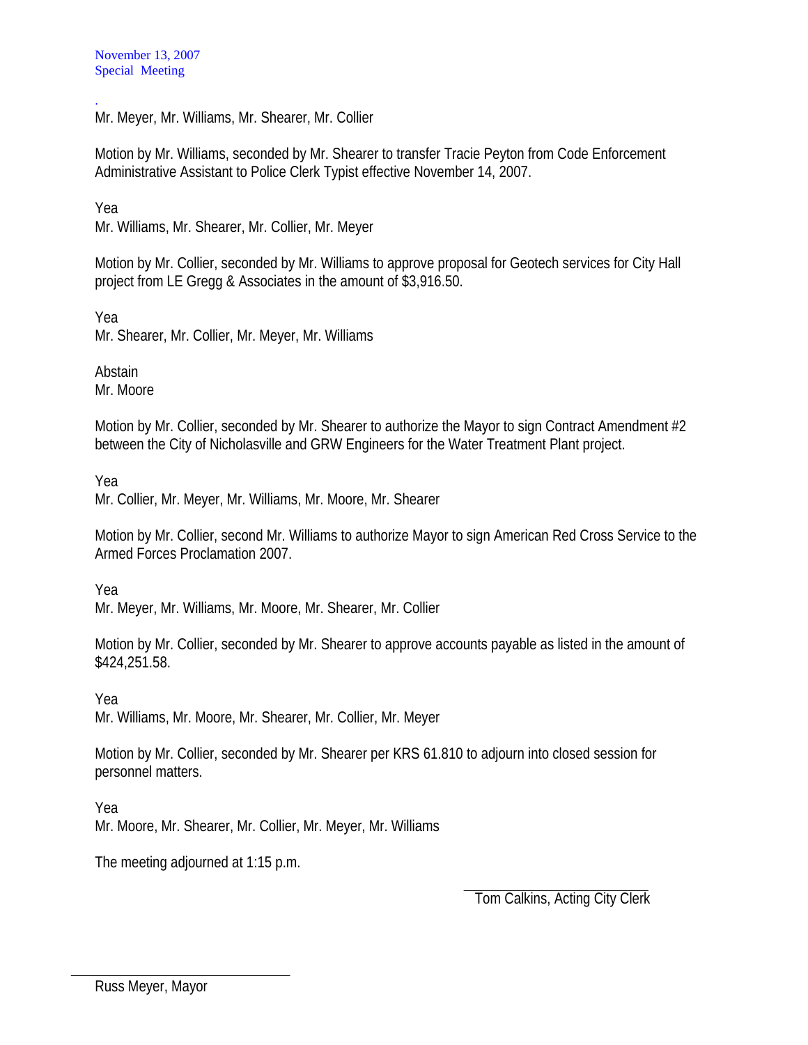November 13, 2007
Special Meeting

.
Mr. Meyer, Mr. Williams, Mr. Shearer, Mr. Collier

Motion by Mr. Williams, seconded by Mr. Shearer to transfer Tracie Peyton from Code Enforcement Administrative Assistant to Police Clerk Typist effective November 14, 2007.

Yea
Mr. Williams, Mr. Shearer, Mr. Collier, Mr. Meyer

Motion by Mr. Collier, seconded by Mr. Williams to approve proposal for Geotech services for City Hall project from LE Gregg & Associates in the amount of $3,916.50.

Yea
Mr. Shearer, Mr. Collier, Mr. Meyer, Mr. Williams

Abstain
Mr. Moore

Motion by Mr. Collier, seconded by Mr. Shearer to authorize the Mayor to sign Contract Amendment #2 between the City of Nicholasville and GRW Engineers for the Water Treatment Plant project.

Yea
Mr. Collier, Mr. Meyer, Mr. Williams, Mr. Moore, Mr. Shearer

Motion by Mr. Collier, second Mr. Williams to authorize Mayor to sign American Red Cross Service to the Armed Forces Proclamation 2007.

Yea
Mr. Meyer, Mr. Williams, Mr. Moore, Mr. Shearer, Mr. Collier

Motion by Mr. Collier, seconded by Mr. Shearer to approve accounts payable as listed in the amount of $424,251.58.

Yea
Mr. Williams, Mr. Moore, Mr. Shearer, Mr. Collier, Mr. Meyer

Motion by Mr. Collier, seconded by Mr. Shearer per KRS 61.810 to adjourn into closed session for personnel matters.

Yea
Mr. Moore, Mr. Shearer, Mr. Collier, Mr. Meyer, Mr. Williams

The meeting adjourned at 1:15 p.m.

Tom Calkins, Acting City Clerk

Russ Meyer, Mayor